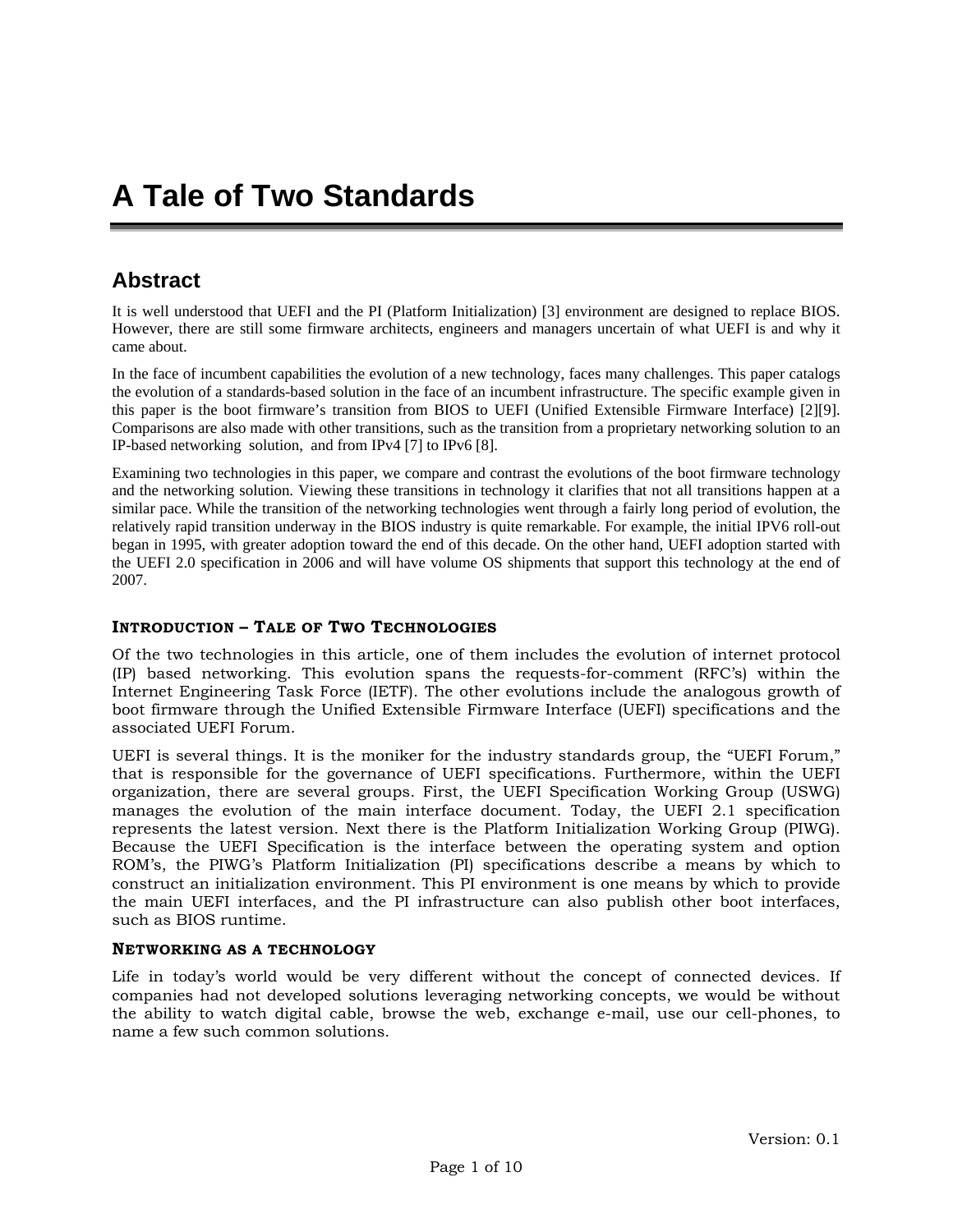# A Tale of Two Standards

## Abstract

It is well understood that UEFI and the PI (Platform Initialization) [3] environment are designed to replace BIOS. However, there are still some firmware architects, engineers and managers uncertain of what UEFI is and why it came about.

In the face of incumbent capabilities the evolution of a new technology, faces many challenges. This paper catalogs the evolution of a standards-based solution in the face of an incumbent infrastructure. The specific example given in this paper is the boot firmware's transition from BIOS to UEFI (Unified Extensible Firmware Interface) [2][9]. Comparisons are also made with other transitions, such as the transition from a proprietary networking solution to an IP-based networking solution, and from IPv4 [7] to IPv6 [8].

Examining two technologies in this paper, we compare and contrast the evolutions of the boot firmware technology and the networking solution. Viewing these transitions in technology it clarifies that not all transitions happen at a similar pace. While the transition of the networking technologies went through a fairly long period of evolution, the relatively rapid transition underway in the BIOS industry is quite remarkable. For example, the initial IPV6 roll-out began in 1995, with greater adoption toward the end of this decade. On the other hand, UEFI adoption started with the UEFI 2.0 specification in 2006 and will have volume OS shipments that support this technology at the end of 2007.

### Introduction – Tale of Two Technologies

Of the two technologies in this article, one of them includes the evolution of internet protocol (IP) based networking. This evolution spans the requests-for-comment (RFC's) within the Internet Engineering Task Force (IETF). The other evolutions include the analogous growth of boot firmware through the Unified Extensible Firmware Interface (UEFI) specifications and the associated UEFI Forum.

UEFI is several things. It is the moniker for the industry standards group, the "UEFI Forum," that is responsible for the governance of UEFI specifications. Furthermore, within the UEFI organization, there are several groups. First, the UEFI Specification Working Group (USWG) manages the evolution of the main interface document. Today, the UEFI 2.1 specification represents the latest version. Next there is the Platform Initialization Working Group (PIWG). Because the UEFI Specification is the interface between the operating system and option ROM's, the PIWG's Platform Initialization (PI) specifications describe a means by which to construct an initialization environment. This PI environment is one means by which to provide the main UEFI interfaces, and the PI infrastructure can also publish other boot interfaces, such as BIOS runtime.

### Networking as a technology

Life in today's world would be very different without the concept of connected devices. If companies had not developed solutions leveraging networking concepts, we would be without the ability to watch digital cable, browse the web, exchange e-mail, use our cell-phones, to name a few such common solutions.

Version: 0.1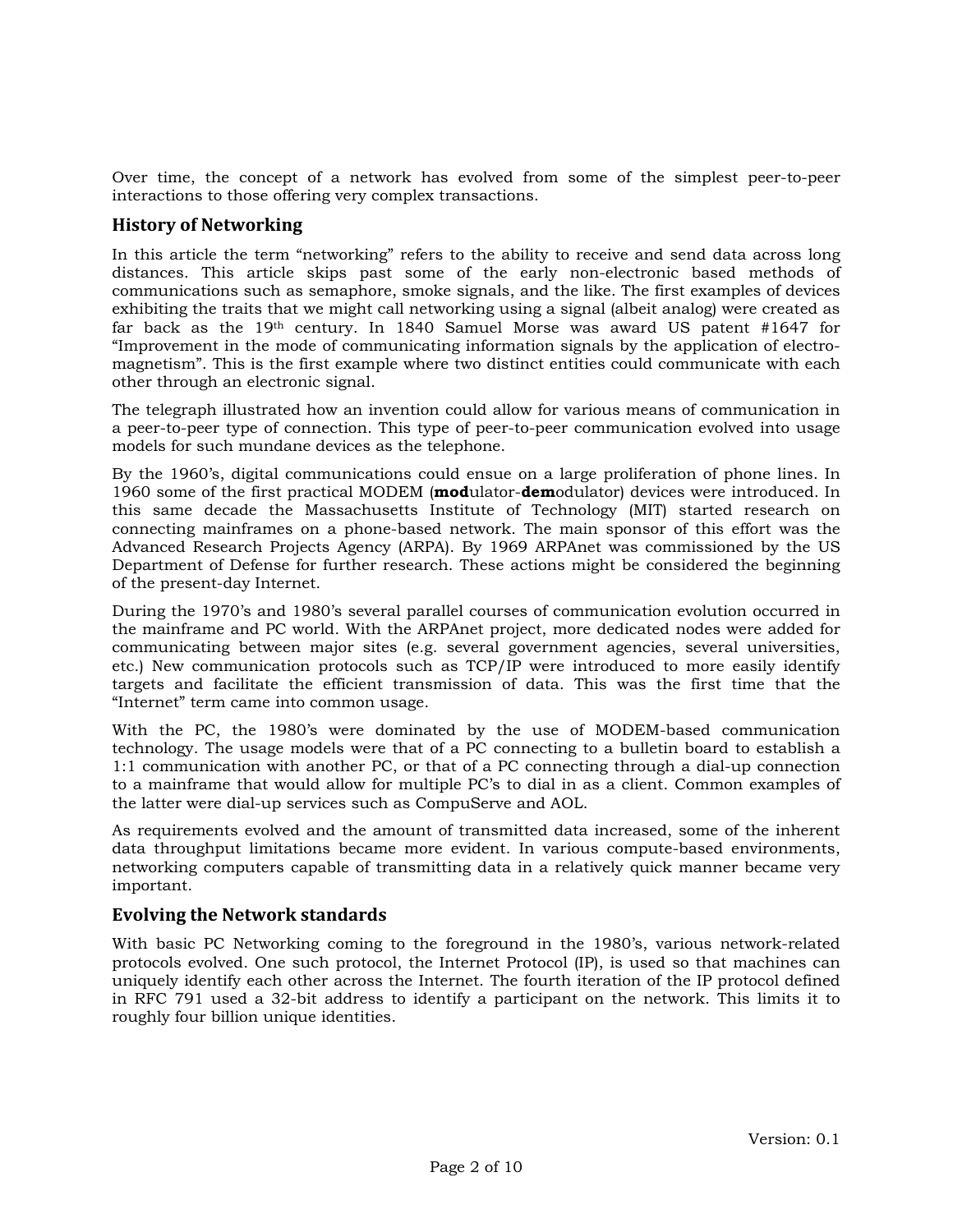Over time, the concept of a network has evolved from some of the simplest peer-to-peer interactions to those offering very complex transactions.

## History of Networking

In this article the term "networking" refers to the ability to receive and send data across long distances. This article skips past some of the early non-electronic based methods of communications such as semaphore, smoke signals, and the like. The first examples of devices exhibiting the traits that we might call networking using a signal (albeit analog) were created as far back as the 19th century. In 1840 Samuel Morse was award US patent #1647 for "Improvement in the mode of communicating information signals by the application of electro-magnetism". This is the first example where two distinct entities could communicate with each other through an electronic signal.

The telegraph illustrated how an invention could allow for various means of communication in a peer-to-peer type of connection. This type of peer-to-peer communication evolved into usage models for such mundane devices as the telephone.

By the 1960's, digital communications could ensue on a large proliferation of phone lines. In 1960 some of the first practical MODEM (**mod**ulator-**dem**odulator) devices were introduced. In this same decade the Massachusetts Institute of Technology (MIT) started research on connecting mainframes on a phone-based network. The main sponsor of this effort was the Advanced Research Projects Agency (ARPA). By 1969 ARPAnet was commissioned by the US Department of Defense for further research. These actions might be considered the beginning of the present-day Internet.

During the 1970's and 1980's several parallel courses of communication evolution occurred in the mainframe and PC world. With the ARPAnet project, more dedicated nodes were added for communicating between major sites (e.g. several government agencies, several universities, etc.) New communication protocols such as TCP/IP were introduced to more easily identify targets and facilitate the efficient transmission of data. This was the first time that the "Internet" term came into common usage.

With the PC, the 1980's were dominated by the use of MODEM-based communication technology. The usage models were that of a PC connecting to a bulletin board to establish a 1:1 communication with another PC, or that of a PC connecting through a dial-up connection to a mainframe that would allow for multiple PC's to dial in as a client. Common examples of the latter were dial-up services such as CompuServe and AOL.

As requirements evolved and the amount of transmitted data increased, some of the inherent data throughput limitations became more evident. In various compute-based environments, networking computers capable of transmitting data in a relatively quick manner became very important.

## Evolving the Network standards

With basic PC Networking coming to the foreground in the 1980's, various network-related protocols evolved. One such protocol, the Internet Protocol (IP), is used so that machines can uniquely identify each other across the Internet. The fourth iteration of the IP protocol defined in RFC 791 used a 32-bit address to identify a participant on the network. This limits it to roughly four billion unique identities.

Version: 0.1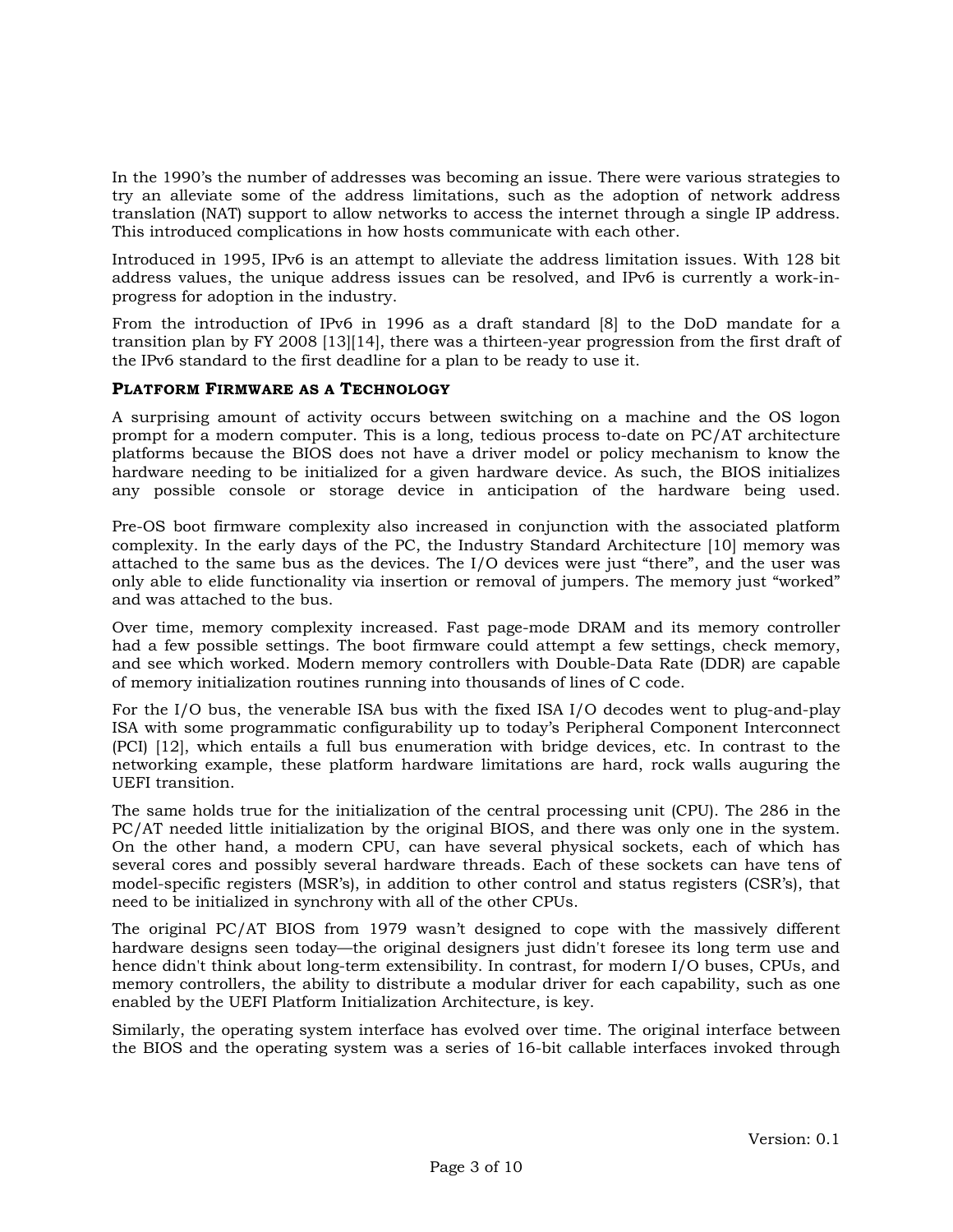In the 1990's the number of addresses was becoming an issue. There were various strategies to try an alleviate some of the address limitations, such as the adoption of network address translation (NAT) support to allow networks to access the internet through a single IP address. This introduced complications in how hosts communicate with each other.

Introduced in 1995, IPv6 is an attempt to alleviate the address limitation issues. With 128 bit address values, the unique address issues can be resolved, and IPv6 is currently a work-in-progress for adoption in the industry.

From the introduction of IPv6 in 1996 as a draft standard [8] to the DoD mandate for a transition plan by FY 2008 [13][14], there was a thirteen-year progression from the first draft of the IPv6 standard to the first deadline for a plan to be ready to use it.

### Platform Firmware as a Technology

A surprising amount of activity occurs between switching on a machine and the OS logon prompt for a modern computer. This is a long, tedious process to-date on PC/AT architecture platforms because the BIOS does not have a driver model or policy mechanism to know the hardware needing to be initialized for a given hardware device. As such, the BIOS initializes any possible console or storage device in anticipation of the hardware being used.

Pre-OS boot firmware complexity also increased in conjunction with the associated platform complexity. In the early days of the PC, the Industry Standard Architecture [10] memory was attached to the same bus as the devices. The I/O devices were just "there", and the user was only able to elide functionality via insertion or removal of jumpers. The memory just "worked" and was attached to the bus.

Over time, memory complexity increased. Fast page-mode DRAM and its memory controller had a few possible settings. The boot firmware could attempt a few settings, check memory, and see which worked. Modern memory controllers with Double-Data Rate (DDR) are capable of memory initialization routines running into thousands of lines of C code.

For the I/O bus, the venerable ISA bus with the fixed ISA I/O decodes went to plug-and-play ISA with some programmatic configurability up to today's Peripheral Component Interconnect (PCI) [12], which entails a full bus enumeration with bridge devices, etc. In contrast to the networking example, these platform hardware limitations are hard, rock walls auguring the UEFI transition.

The same holds true for the initialization of the central processing unit (CPU). The 286 in the PC/AT needed little initialization by the original BIOS, and there was only one in the system. On the other hand, a modern CPU, can have several physical sockets, each of which has several cores and possibly several hardware threads. Each of these sockets can have tens of model-specific registers (MSR's), in addition to other control and status registers (CSR's), that need to be initialized in synchrony with all of the other CPUs.

The original PC/AT BIOS from 1979 wasn't designed to cope with the massively different hardware designs seen today—the original designers just didn't foresee its long term use and hence didn't think about long-term extensibility. In contrast, for modern I/O buses, CPUs, and memory controllers, the ability to distribute a modular driver for each capability, such as one enabled by the UEFI Platform Initialization Architecture, is key.

Similarly, the operating system interface has evolved over time. The original interface between the BIOS and the operating system was a series of 16-bit callable interfaces invoked through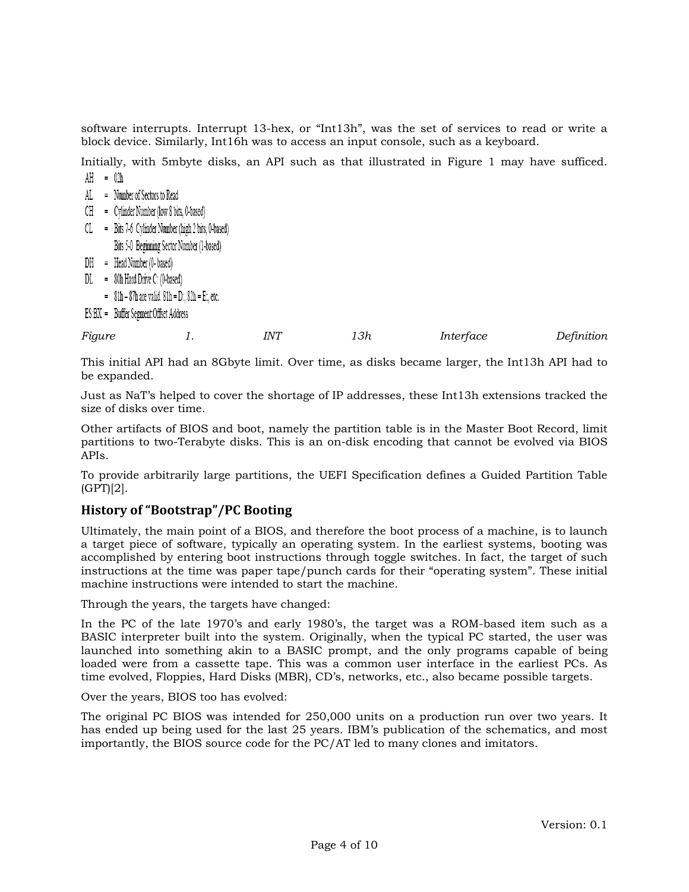software interrupts. Interrupt 13-hex, or "Int13h", was the set of services to read or write a block device. Similarly, Int16h was to access an input console, such as a keyboard.

Initially, with 5mbyte disks, an API such as that illustrated in Figure 1 may have sufficed.

```
AH    =  02h
AL    =  Number of Sectors to Read
CH    =  Cylinder Number (low 8 bits, 0-based)
CL    =  Bits 7-6  Cylinder Number (high 2 bits, 0-based)
         Bits 5-0  Beginning Sector Number (1-based)
DH    =  Head Number (0- based)
DL    =  80h Hard Drive C: (0-based)
      =  81h – 87h are valid. 81h = D:, 82h = E:, etc.
ES:BX =  Buffer Segment:Offset Address
```

*Figure 1. INT 13h Interface Definition*

This initial API had an 8Gbyte limit. Over time, as disks became larger, the Int13h API had to be expanded.

Just as NaT's helped to cover the shortage of IP addresses, these Int13h extensions tracked the size of disks over time.

Other artifacts of BIOS and boot, namely the partition table is in the Master Boot Record, limit partitions to two-Terabyte disks. This is an on-disk encoding that cannot be evolved via BIOS APIs.

To provide arbitrarily large partitions, the UEFI Specification defines a Guided Partition Table (GPT)[2].

## History of "Bootstrap"/PC Booting

Ultimately, the main point of a BIOS, and therefore the boot process of a machine, is to launch a target piece of software, typically an operating system. In the earliest systems, booting was accomplished by entering boot instructions through toggle switches. In fact, the target of such instructions at the time was paper tape/punch cards for their "operating system". These initial machine instructions were intended to start the machine.

Through the years, the targets have changed:

In the PC of the late 1970's and early 1980's, the target was a ROM-based item such as a BASIC interpreter built into the system. Originally, when the typical PC started, the user was launched into something akin to a BASIC prompt, and the only programs capable of being loaded were from a cassette tape. This was a common user interface in the earliest PCs. As time evolved, Floppies, Hard Disks (MBR), CD's, networks, etc., also became possible targets.

Over the years, BIOS too has evolved:

The original PC BIOS was intended for 250,000 units on a production run over two years. It has ended up being used for the last 25 years. IBM's publication of the schematics, and most importantly, the BIOS source code for the PC/AT led to many clones and imitators.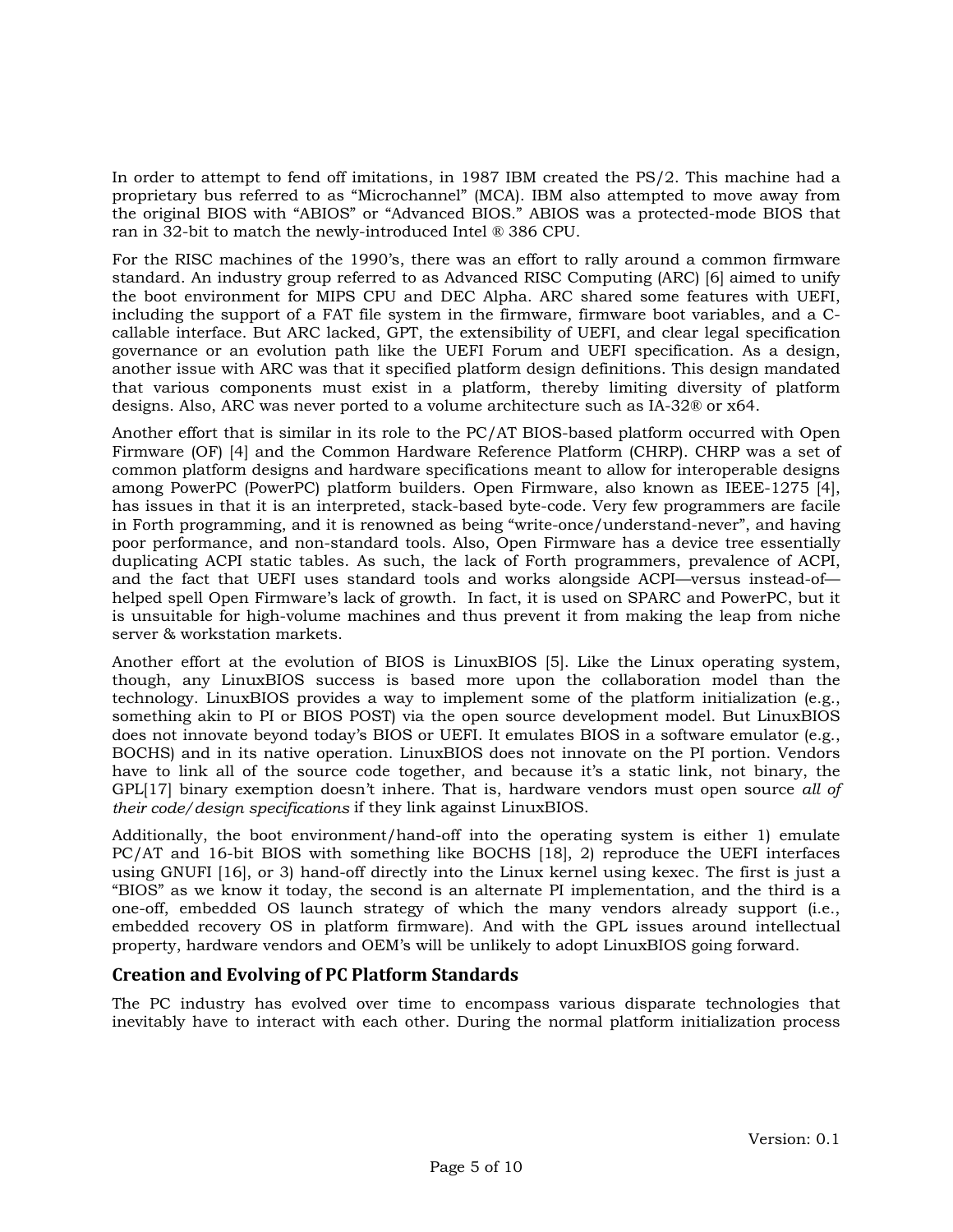In order to attempt to fend off imitations, in 1987 IBM created the PS/2. This machine had a proprietary bus referred to as “Microchannel” (MCA). IBM also attempted to move away from the original BIOS with “ABIOS” or “Advanced BIOS.” ABIOS was a protected-mode BIOS that ran in 32-bit to match the newly-introduced Intel ® 386 CPU.

For the RISC machines of the 1990’s, there was an effort to rally around a common firmware standard. An industry group referred to as Advanced RISC Computing (ARC) [6] aimed to unify the boot environment for MIPS CPU and DEC Alpha. ARC shared some features with UEFI, including the support of a FAT file system in the firmware, firmware boot variables, and a C-callable interface. But ARC lacked, GPT, the extensibility of UEFI, and clear legal specification governance or an evolution path like the UEFI Forum and UEFI specification. As a design, another issue with ARC was that it specified platform design definitions. This design mandated that various components must exist in a platform, thereby limiting diversity of platform designs. Also, ARC was never ported to a volume architecture such as IA-32® or x64.

Another effort that is similar in its role to the PC/AT BIOS-based platform occurred with Open Firmware (OF) [4] and the Common Hardware Reference Platform (CHRP). CHRP was a set of common platform designs and hardware specifications meant to allow for interoperable designs among PowerPC (PowerPC) platform builders. Open Firmware, also known as IEEE-1275 [4], has issues in that it is an interpreted, stack-based byte-code. Very few programmers are facile in Forth programming, and it is renowned as being “write-once/understand-never”, and having poor performance, and non-standard tools. Also, Open Firmware has a device tree essentially duplicating ACPI static tables. As such, the lack of Forth programmers, prevalence of ACPI, and the fact that UEFI uses standard tools and works alongside ACPI—versus instead-of—helped spell Open Firmware’s lack of growth. In fact, it is used on SPARC and PowerPC, but it is unsuitable for high-volume machines and thus prevent it from making the leap from niche server & workstation markets.

Another effort at the evolution of BIOS is LinuxBIOS [5]. Like the Linux operating system, though, any LinuxBIOS success is based more upon the collaboration model than the technology. LinuxBIOS provides a way to implement some of the platform initialization (e.g., something akin to PI or BIOS POST) via the open source development model. But LinuxBIOS does not innovate beyond today’s BIOS or UEFI. It emulates BIOS in a software emulator (e.g., BOCHS) and in its native operation. LinuxBIOS does not innovate on the PI portion. Vendors have to link all of the source code together, and because it’s a static link, not binary, the GPL[17] binary exemption doesn’t inhere. That is, hardware vendors must open source *all of their code/design specifications* if they link against LinuxBIOS.

Additionally, the boot environment/hand-off into the operating system is either 1) emulate PC/AT and 16-bit BIOS with something like BOCHS [18], 2) reproduce the UEFI interfaces using GNUFI [16], or 3) hand-off directly into the Linux kernel using kexec. The first is just a “BIOS” as we know it today, the second is an alternate PI implementation, and the third is a one-off, embedded OS launch strategy of which the many vendors already support (i.e., embedded recovery OS in platform firmware). And with the GPL issues around intellectual property, hardware vendors and OEM’s will be unlikely to adopt LinuxBIOS going forward.

## Creation and Evolving of PC Platform Standards

The PC industry has evolved over time to encompass various disparate technologies that inevitably have to interact with each other. During the normal platform initialization process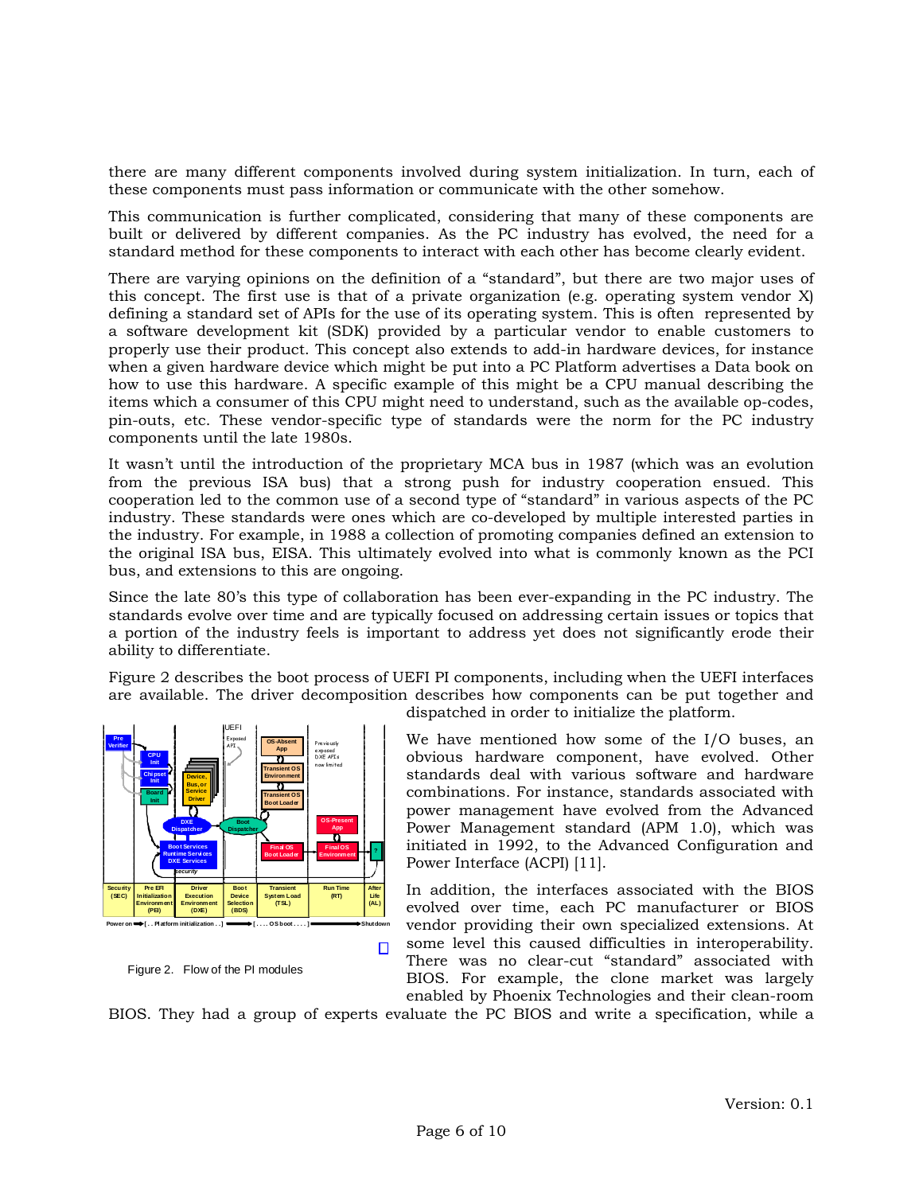there are many different components involved during system initialization. In turn, each of these components must pass information or communicate with the other somehow.

This communication is further complicated, considering that many of these components are built or delivered by different companies. As the PC industry has evolved, the need for a standard method for these components to interact with each other has become clearly evident.

There are varying opinions on the definition of a "standard", but there are two major uses of this concept. The first use is that of a private organization (e.g. operating system vendor X) defining a standard set of APIs for the use of its operating system. This is often represented by a software development kit (SDK) provided by a particular vendor to enable customers to properly use their product. This concept also extends to add-in hardware devices, for instance when a given hardware device which might be put into a PC Platform advertises a Data book on how to use this hardware. A specific example of this might be a CPU manual describing the items which a consumer of this CPU might need to understand, such as the available op-codes, pin-outs, etc. These vendor-specific type of standards were the norm for the PC industry components until the late 1980s.

It wasn't until the introduction of the proprietary MCA bus in 1987 (which was an evolution from the previous ISA bus) that a strong push for industry cooperation ensued. This cooperation led to the common use of a second type of "standard" in various aspects of the PC industry. These standards were ones which are co-developed by multiple interested parties in the industry. For example, in 1988 a collection of promoting companies defined an extension to the original ISA bus, EISA. This ultimately evolved into what is commonly known as the PCI bus, and extensions to this are ongoing.

Since the late 80's this type of collaboration has been ever-expanding in the PC industry. The standards evolve over time and are typically focused on addressing certain issues or topics that a portion of the industry feels is important to address yet does not significantly erode their ability to differentiate.

Figure 2 describes the boot process of UEFI PI components, including when the UEFI interfaces are available. The driver decomposition describes how components can be put together and dispatched in order to initialize the platform.

Figure 2. Flow of the PI modules

We have mentioned how some of the I/O buses, an obvious hardware component, have evolved. Other standards deal with various software and hardware combinations. For instance, standards associated with power management have evolved from the Advanced Power Management standard (APM 1.0), which was initiated in 1992, to the Advanced Configuration and Power Interface (ACPI) [11].

In addition, the interfaces associated with the BIOS evolved over time, each PC manufacturer or BIOS vendor providing their own specialized extensions. At some level this caused difficulties in interoperability. There was no clear-cut "standard" associated with BIOS. For example, the clone market was largely enabled by Phoenix Technologies and their clean-room BIOS. They had a group of experts evaluate the PC BIOS and write a specification, while a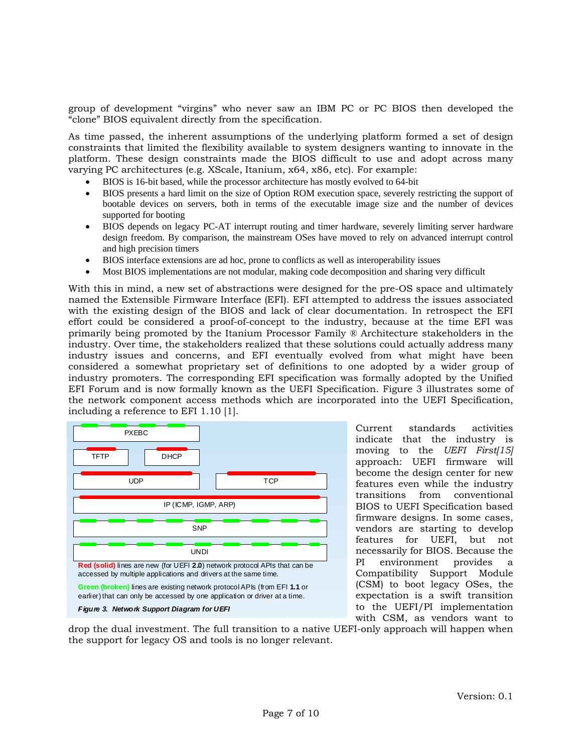group of development “virgins” who never saw an IBM PC or PC BIOS then developed the “clone” BIOS equivalent directly from the specification.

As time passed, the inherent assumptions of the underlying platform formed a set of design constraints that limited the flexibility available to system designers wanting to innovate in the platform. These design constraints made the BIOS difficult to use and adopt across many varying PC architectures (e.g. XScale, Itanium, x64, x86, etc). For example:

- BIOS is 16-bit based, while the processor architecture has mostly evolved to 64-bit
- BIOS presents a hard limit on the size of Option ROM execution space, severely restricting the support of bootable devices on servers, both in terms of the executable image size and the number of devices supported for booting
- BIOS depends on legacy PC-AT interrupt routing and timer hardware, severely limiting server hardware design freedom. By comparison, the mainstream OSes have moved to rely on advanced interrupt control and high precision timers
- BIOS interface extensions are ad hoc, prone to conflicts as well as interoperability issues
- Most BIOS implementations are not modular, making code decomposition and sharing very difficult

With this in mind, a new set of abstractions were designed for the pre-OS space and ultimately named the Extensible Firmware Interface (EFI). EFI attempted to address the issues associated with the existing design of the BIOS and lack of clear documentation. In retrospect the EFI effort could be considered a proof-of-concept to the industry, because at the time EFI was primarily being promoted by the Itanium Processor Family ® Architecture stakeholders in the industry. Over time, the stakeholders realized that these solutions could actually address many industry issues and concerns, and EFI eventually evolved from what might have been considered a somewhat proprietary set of definitions to one adopted by a wider group of industry promoters. The corresponding EFI specification was formally adopted by the Unified EFI Forum and is now formally known as the UEFI Specification. Figure 3 illustrates some of the network component access methods which are incorporated into the UEFI Specification, including a reference to EFI 1.10 [1].

PXEBC

TFTP | DHCP

UDP | TCP

IP (ICMP, IGMP, ARP)

SNP

UNDI

**Red (solid)** lines are new (for UEFI **2.0**) network protocol APIs that can be accessed by multiple applications and drivers at the same time.

**Green (broken)** lines are existing network protocol APIs (from EFI **1.1** or earlier) that can only be accessed by one application or driver at a time.

***Figure 3. Network Support Diagram for UEFI***

Current standards activities indicate that the industry is moving to the *UEFI First[15]* approach: UEFI firmware will become the design center for new features even while the industry transitions from conventional BIOS to UEFI Specification based firmware designs. In some cases, vendors are starting to develop features for UEFI, but not necessarily for BIOS. Because the PI environment provides a Compatibility Support Module (CSM) to boot legacy OSes, the expectation is a swift transition to the UEFI/PI implementation with CSM, as vendors want to drop the dual investment. The full transition to a native UEFI-only approach will happen when the support for legacy OS and tools is no longer relevant.

Version: 0.1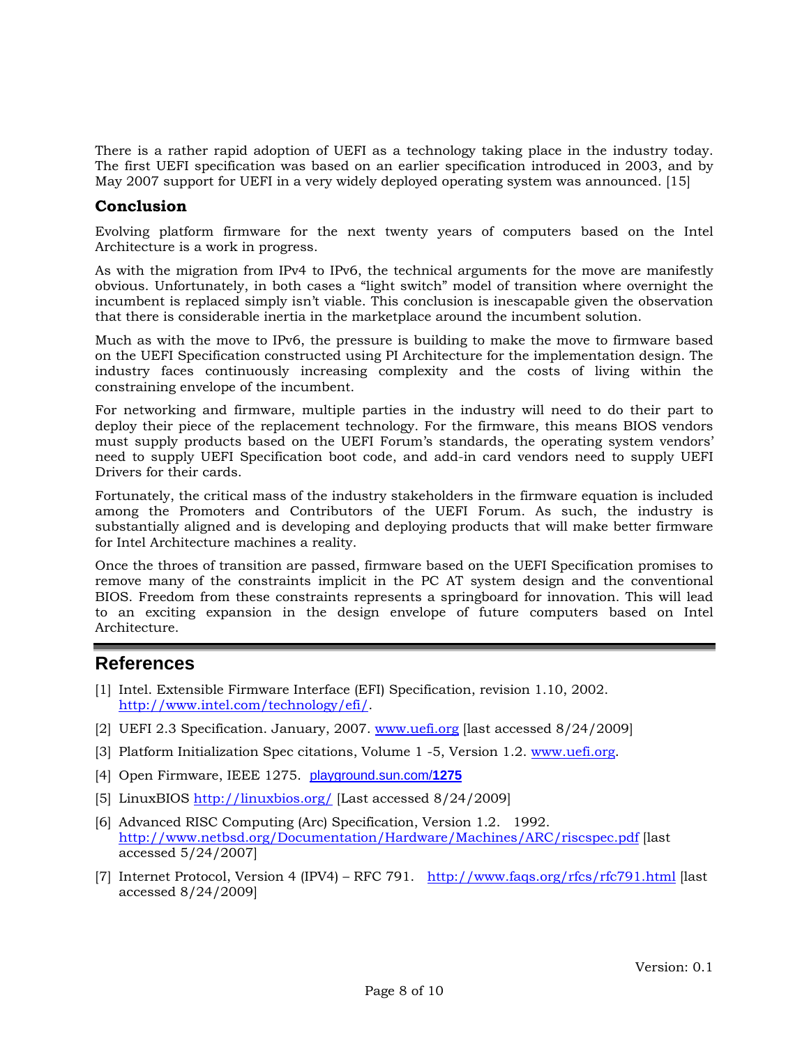There is a rather rapid adoption of UEFI as a technology taking place in the industry today. The first UEFI specification was based on an earlier specification introduced in 2003, and by May 2007 support for UEFI in a very widely deployed operating system was announced. [15]

### Conclusion

Evolving platform firmware for the next twenty years of computers based on the Intel Architecture is a work in progress.

As with the migration from IPv4 to IPv6, the technical arguments for the move are manifestly obvious. Unfortunately, in both cases a "light switch" model of transition where overnight the incumbent is replaced simply isn't viable. This conclusion is inescapable given the observation that there is considerable inertia in the marketplace around the incumbent solution.

Much as with the move to IPv6, the pressure is building to make the move to firmware based on the UEFI Specification constructed using PI Architecture for the implementation design. The industry faces continuously increasing complexity and the costs of living within the constraining envelope of the incumbent.

For networking and firmware, multiple parties in the industry will need to do their part to deploy their piece of the replacement technology. For the firmware, this means BIOS vendors must supply products based on the UEFI Forum's standards, the operating system vendors' need to supply UEFI Specification boot code, and add-in card vendors need to supply UEFI Drivers for their cards.

Fortunately, the critical mass of the industry stakeholders in the firmware equation is included among the Promoters and Contributors of the UEFI Forum. As such, the industry is substantially aligned and is developing and deploying products that will make better firmware for Intel Architecture machines a reality.

Once the throes of transition are passed, firmware based on the UEFI Specification promises to remove many of the constraints implicit in the PC AT system design and the conventional BIOS. Freedom from these constraints represents a springboard for innovation. This will lead to an exciting expansion in the design envelope of future computers based on Intel Architecture.

## References

[1] Intel. Extensible Firmware Interface (EFI) Specification, revision 1.10, 2002. http://www.intel.com/technology/efi/.

[2] UEFI 2.3 Specification. January, 2007. www.uefi.org [last accessed 8/24/2009]

[3] Platform Initialization Spec citations, Volume 1 -5, Version 1.2. www.uefi.org.

[4] Open Firmware, IEEE 1275. playground.sun.com/**1275**

[5] LinuxBIOS http://linuxbios.org/ [Last accessed 8/24/2009]

[6] Advanced RISC Computing (Arc) Specification, Version 1.2. 1992. http://www.netbsd.org/Documentation/Hardware/Machines/ARC/riscspec.pdf [last accessed 5/24/2007]

[7] Internet Protocol, Version 4 (IPV4) – RFC 791. http://www.faqs.org/rfcs/rfc791.html [last accessed 8/24/2009]

Version: 0.1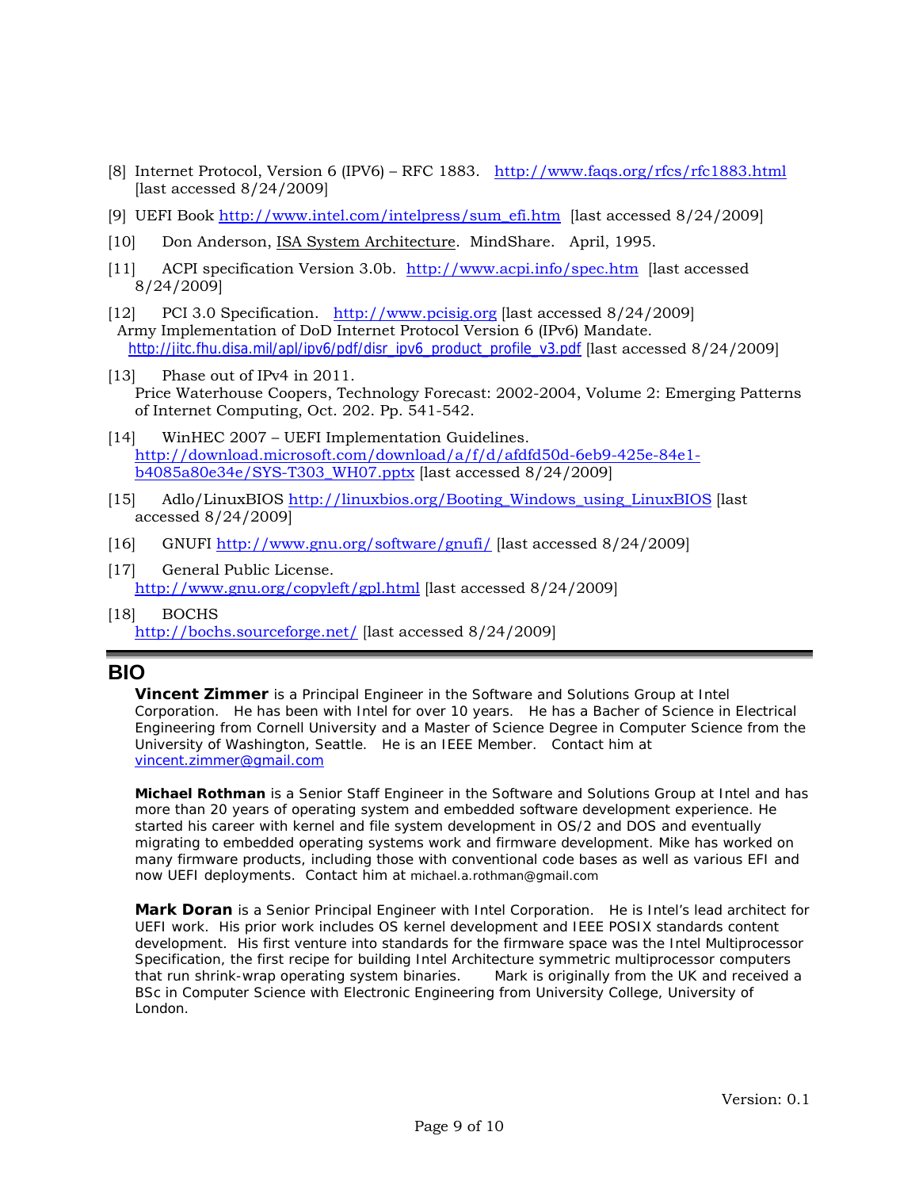[8] Internet Protocol, Version 6 (IPV6) – RFC 1883. http://www.faqs.org/rfcs/rfc1883.html [last accessed 8/24/2009]

[9] UEFI Book http://www.intel.com/intelpress/sum_efi.htm [last accessed 8/24/2009]

[10] Don Anderson, ISA System Architecture. MindShare. April, 1995.

[11] ACPI specification Version 3.0b. http://www.acpi.info/spec.htm [last accessed 8/24/2009]

[12] PCI 3.0 Specification. http://www.pcisig.org [last accessed 8/24/2009]
Army Implementation of DoD Internet Protocol Version 6 (IPv6) Mandate. http://jitc.fhu.disa.mil/apl/ipv6/pdf/disr_ipv6_product_profile_v3.pdf [last accessed 8/24/2009]

[13] Phase out of IPv4 in 2011.
Price Waterhouse Coopers, Technology Forecast: 2002-2004, Volume 2: Emerging Patterns of Internet Computing, Oct. 202. Pp. 541-542.

[14] WinHEC 2007 – UEFI Implementation Guidelines. http://download.microsoft.com/download/a/f/d/afdfd50d-6eb9-425e-84e1-b4085a80e34e/SYS-T303_WH07.pptx [last accessed 8/24/2009]

[15] Adlo/LinuxBIOS http://linuxbios.org/Booting_Windows_using_LinuxBIOS [last accessed 8/24/2009]

[16] GNUFI http://www.gnu.org/software/gnufi/ [last accessed 8/24/2009]

[17] General Public License. http://www.gnu.org/copyleft/gpl.html [last accessed 8/24/2009]

[18] BOCHS http://bochs.sourceforge.net/ [last accessed 8/24/2009]

# BIO

**Vincent Zimmer** is a Principal Engineer in the Software and Solutions Group at Intel Corporation. He has been with Intel for over 10 years. He has a Bacher of Science in Electrical Engineering from Cornell University and a Master of Science Degree in Computer Science from the University of Washington, Seattle. He is an IEEE Member. Contact him at vincent.zimmer@gmail.com

**Michael Rothman** is a Senior Staff Engineer in the Software and Solutions Group at Intel and has more than 20 years of operating system and embedded software development experience. He started his career with kernel and file system development in OS/2 and DOS and eventually migrating to embedded operating systems work and firmware development. Mike has worked on many firmware products, including those with conventional code bases as well as various EFI and now UEFI deployments. Contact him at michael.a.rothman@gmail.com

**Mark Doran** is a Senior Principal Engineer with Intel Corporation. He is Intel's lead architect for UEFI work. His prior work includes OS kernel development and IEEE POSIX standards content development. His first venture into standards for the firmware space was the Intel Multiprocessor Specification, the first recipe for building Intel Architecture symmetric multiprocessor computers that run shrink-wrap operating system binaries. Mark is originally from the UK and received a BSc in Computer Science with Electronic Engineering from University College, University of London.

Version: 0.1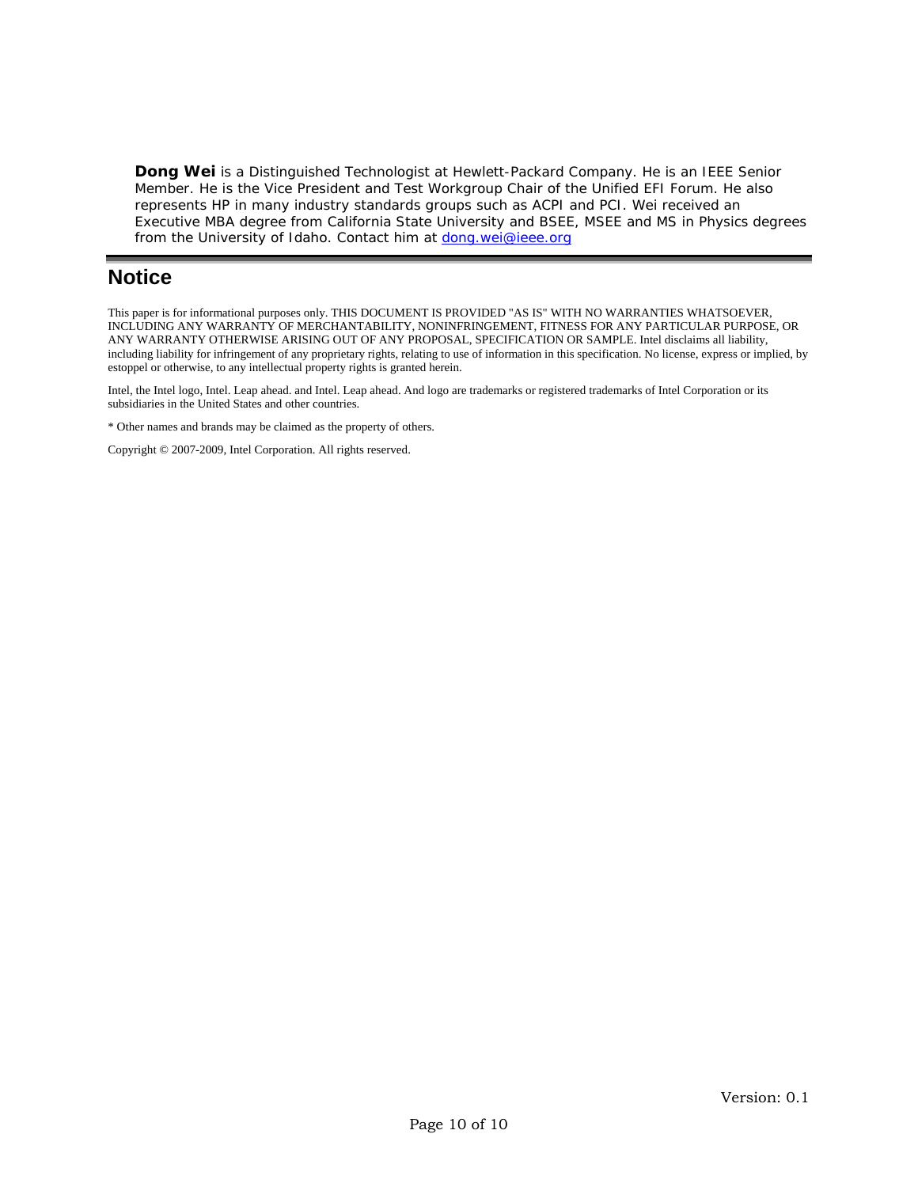**Dong Wei** is a Distinguished Technologist at Hewlett-Packard Company. He is an IEEE Senior Member. He is the Vice President and Test Workgroup Chair of the Unified EFI Forum. He also represents HP in many industry standards groups such as ACPI and PCI. Wei received an Executive MBA degree from California State University and BSEE, MSEE and MS in Physics degrees from the University of Idaho. Contact him at [dong.wei@ieee.org](mailto:dong.wei@ieee.org)

## Notice

This paper is for informational purposes only. THIS DOCUMENT IS PROVIDED "AS IS" WITH NO WARRANTIES WHATSOEVER, INCLUDING ANY WARRANTY OF MERCHANTABILITY, NONINFRINGEMENT, FITNESS FOR ANY PARTICULAR PURPOSE, OR ANY WARRANTY OTHERWISE ARISING OUT OF ANY PROPOSAL, SPECIFICATION OR SAMPLE. Intel disclaims all liability, including liability for infringement of any proprietary rights, relating to use of information in this specification. No license, express or implied, by estoppel or otherwise, to any intellectual property rights is granted herein.

Intel, the Intel logo, Intel. Leap ahead. and Intel. Leap ahead. And logo are trademarks or registered trademarks of Intel Corporation or its subsidiaries in the United States and other countries.

* Other names and brands may be claimed as the property of others.

Copyright © 2007-2009, Intel Corporation. All rights reserved.

Version: 0.1